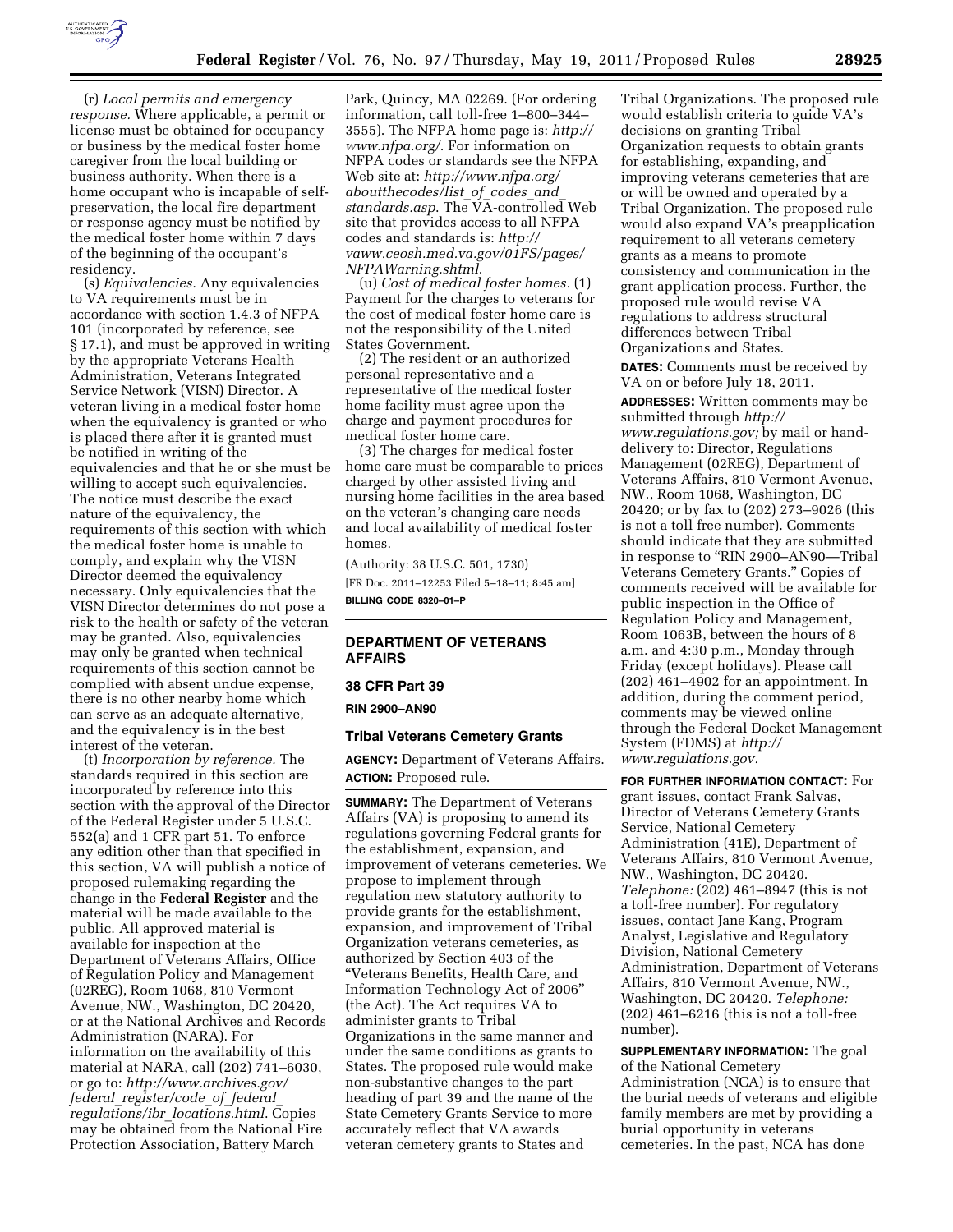(r) *Local permits and emergency response.* Where applicable, a permit or license must be obtained for occupancy or business by the medical foster home caregiver from the local building or business authority. When there is a home occupant who is incapable of self-preservation, the local fire department or response agency must be notified by the medical foster home within 7 days of the beginning of the occupant's residency.

(s) *Equivalencies.* Any equivalencies to VA requirements must be in accordance with section 1.4.3 of NFPA 101 (incorporated by reference, see § 17.1), and must be approved in writing by the appropriate Veterans Health Administration, Veterans Integrated Service Network (VISN) Director. A veteran living in a medical foster home when the equivalency is granted or who is placed there after it is granted must be notified in writing of the equivalencies and that he or she must be willing to accept such equivalencies. The notice must describe the exact nature of the equivalency, the requirements of this section with which the medical foster home is unable to comply, and explain why the VISN Director deemed the equivalency necessary. Only equivalencies that the VISN Director determines do not pose a risk to the health or safety of the veteran may be granted. Also, equivalencies may only be granted when technical requirements of this section cannot be complied with absent undue expense, there is no other nearby home which can serve as an adequate alternative, and the equivalency is in the best interest of the veteran.

(t) *Incorporation by reference.* The standards required in this section are incorporated by reference into this section with the approval of the Director of the Federal Register under 5 U.S.C. 552(a) and 1 CFR part 51. To enforce any edition other than that specified in this section, VA will publish a notice of proposed rulemaking regarding the change in the **Federal Register** and the material will be made available to the public. All approved material is available for inspection at the Department of Veterans Affairs, Office of Regulation Policy and Management (02REG), Room 1068, 810 Vermont Avenue, NW., Washington, DC 20420, or at the National Archives and Records Administration (NARA). For information on the availability of this material at NARA, call (202) 741–6030, or go to: *http://www.archives.gov/federal_register/code_of_federal_regulations/ibr_locations.html.* Copies may be obtained from the National Fire Protection Association, Battery March Park, Quincy, MA 02269. (For ordering information, call toll-free 1–800–344–3555). The NFPA home page is: *http://www.nfpa.org/.* For information on NFPA codes or standards see the NFPA Web site at: *http://www.nfpa.org/aboutthecodes/list_of_codes_and_standards.asp.* The VA-controlled Web site that provides access to all NFPA codes and standards is: *http://vaww.ceosh.med.va.gov/01FS/pages/NFPAWarning.shtml.*

(u) *Cost of medical foster homes.* (1) Payment for the charges to veterans for the cost of medical foster home care is not the responsibility of the United States Government.

(2) The resident or an authorized personal representative and a representative of the medical foster home facility must agree upon the charge and payment procedures for medical foster home care.

(3) The charges for medical foster home care must be comparable to prices charged by other assisted living and nursing home facilities in the area based on the veteran's changing care needs and local availability of medical foster homes.

(Authority: 38 U.S.C. 501, 1730)

[FR Doc. 2011–12253 Filed 5–18–11; 8:45 am]

**BILLING CODE 8320–01–P**

---

## DEPARTMENT OF VETERANS AFFAIRS

### 38 CFR Part 39

### RIN 2900–AN90

### Tribal Veterans Cemetery Grants

**AGENCY:** Department of Veterans Affairs.

**ACTION:** Proposed rule.

**SUMMARY:** The Department of Veterans Affairs (VA) is proposing to amend its regulations governing Federal grants for the establishment, expansion, and improvement of veterans cemeteries. We propose to implement through regulation new statutory authority to provide grants for the establishment, expansion, and improvement of Tribal Organization veterans cemeteries, as authorized by Section 403 of the "Veterans Benefits, Health Care, and Information Technology Act of 2006" (the Act). The Act requires VA to administer grants to Tribal Organizations in the same manner and under the same conditions as grants to States. The proposed rule would make non-substantive changes to the part heading of part 39 and the name of the State Cemetery Grants Service to more accurately reflect that VA awards veteran cemetery grants to States and Tribal Organizations. The proposed rule would establish criteria to guide VA's decisions on granting Tribal Organization requests to obtain grants for establishing, expanding, and improving veterans cemeteries that are or will be owned and operated by a Tribal Organization. The proposed rule would also expand VA's preapplication requirement to all veterans cemetery grants as a means to promote consistency and communication in the grant application process. Further, the proposed rule would revise VA regulations to address structural differences between Tribal Organizations and States.

**DATES:** Comments must be received by VA on or before July 18, 2011.

**ADDRESSES:** Written comments may be submitted through *http://www.regulations.gov;* by mail or hand-delivery to: Director, Regulations Management (02REG), Department of Veterans Affairs, 810 Vermont Avenue, NW., Room 1068, Washington, DC 20420; or by fax to (202) 273–9026 (this is not a toll free number). Comments should indicate that they are submitted in response to "RIN 2900–AN90—Tribal Veterans Cemetery Grants." Copies of comments received will be available for public inspection in the Office of Regulation Policy and Management, Room 1063B, between the hours of 8 a.m. and 4:30 p.m., Monday through Friday (except holidays). Please call (202) 461–4902 for an appointment. In addition, during the comment period, comments may be viewed online through the Federal Docket Management System (FDMS) at *http://www.regulations.gov.*

**FOR FURTHER INFORMATION CONTACT:** For grant issues, contact Frank Salvas, Director of Veterans Cemetery Grants Service, National Cemetery Administration (41E), Department of Veterans Affairs, 810 Vermont Avenue, NW., Washington, DC 20420. *Telephone:* (202) 461–8947 (this is not a toll-free number). For regulatory issues, contact Jane Kang, Program Analyst, Legislative and Regulatory Division, National Cemetery Administration, Department of Veterans Affairs, 810 Vermont Avenue, NW., Washington, DC 20420. *Telephone:* (202) 461–6216 (this is not a toll-free number).

**SUPPLEMENTARY INFORMATION:** The goal of the National Cemetery Administration (NCA) is to ensure that the burial needs of veterans and eligible family members are met by providing a burial opportunity in veterans cemeteries. In the past, NCA has done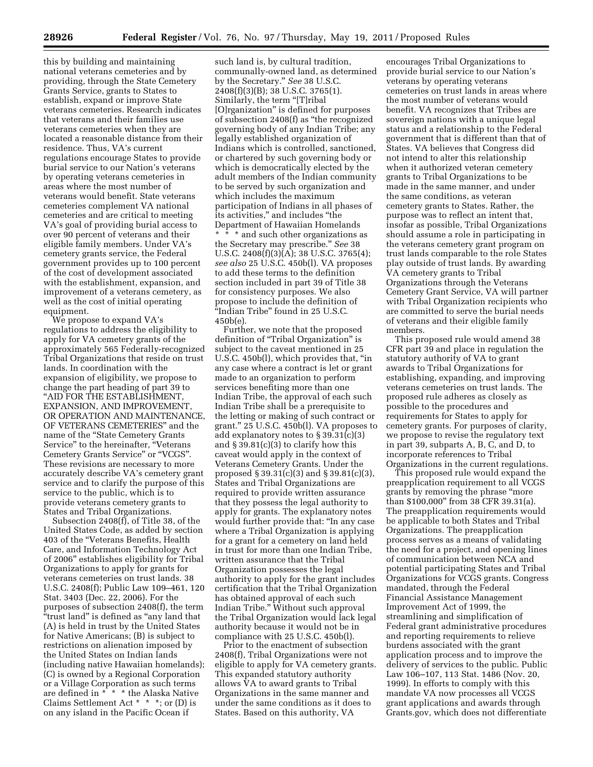this by building and maintaining national veterans cemeteries and by providing, through the State Cemetery Grants Service, grants to States to establish, expand or improve State veterans cemeteries. Research indicates that veterans and their families use veterans cemeteries when they are located a reasonable distance from their residence. Thus, VA's current regulations encourage States to provide burial service to our Nation's veterans by operating veterans cemeteries in areas where the most number of veterans would benefit. State veterans cemeteries complement VA national cemeteries and are critical to meeting VA's goal of providing burial access to over 90 percent of veterans and their eligible family members. Under VA's cemetery grants service, the Federal government provides up to 100 percent of the cost of development associated with the establishment, expansion, and improvement of a veterans cemetery, as well as the cost of initial operating equipment.

We propose to expand VA's regulations to address the eligibility to apply for VA cemetery grants of the approximately 565 Federally-recognized Tribal Organizations that reside on trust lands. In coordination with the expansion of eligibility, we propose to change the part heading of part 39 to "AID FOR THE ESTABLISHMENT, EXPANSION, AND IMPROVEMENT, OR OPERATION AND MAINTENANCE, OF VETERANS CEMETERIES" and the name of the "State Cemetery Grants Service" to the hereinafter, "Veterans Cemetery Grants Service" or "VCGS". These revisions are necessary to more accurately describe VA's cemetery grant service and to clarify the purpose of this service to the public, which is to provide veterans cemetery grants to States and Tribal Organizations.

Subsection 2408(f), of Title 38, of the United States Code, as added by section 403 of the "Veterans Benefits, Health Care, and Information Technology Act of 2006" establishes eligibility for Tribal Organizations to apply for grants for veterans cemeteries on trust lands. 38 U.S.C. 2408(f); Public Law 109–461, 120 Stat. 3403 (Dec. 22, 2006). For the purposes of subsection 2408(f), the term "trust land" is defined as "any land that (A) is held in trust by the United States for Native Americans; (B) is subject to restrictions on alienation imposed by the United States on Indian lands (including native Hawaiian homelands); (C) is owned by a Regional Corporation or a Village Corporation as such terms are defined in * * * the Alaska Native Claims Settlement Act * * *; or (D) is on any island in the Pacific Ocean if such land is, by cultural tradition, communally-owned land, as determined by the Secretary." *See* 38 U.S.C. 2408(f)(3)(B); 38 U.S.C. 3765(1). Similarly, the term "[T]ribal [O]rganization" is defined for purposes of subsection 2408(f) as "the recognized governing body of any Indian Tribe; any legally established organization of Indians which is controlled, sanctioned, or chartered by such governing body or which is democratically elected by the adult members of the Indian community to be served by such organization and which includes the maximum participation of Indians in all phases of its activities," and includes "the Department of Hawaiian Homelands * * * and such other organizations as the Secretary may prescribe." *See* 38 U.S.C. 2408(f)(3)(A); 38 U.S.C. 3765(4); *see also* 25 U.S.C. 450b(l). VA proposes to add these terms to the definition section included in part 39 of Title 38 for consistency purposes. We also propose to include the definition of "Indian Tribe" found in 25 U.S.C. 450b(e).

Further, we note that the proposed definition of "Tribal Organization" is subject to the caveat mentioned in 25 U.S.C. 450b(l), which provides that, "in any case where a contract is let or grant made to an organization to perform services benefiting more than one Indian Tribe, the approval of each such Indian Tribe shall be a prerequisite to the letting or making of such contract or grant." 25 U.S.C. 450b(l). VA proposes to add explanatory notes to § 39.31(c)(3) and § 39.81(c)(3) to clarify how this caveat would apply in the context of Veterans Cemetery Grants. Under the proposed § 39.31(c)(3) and § 39.81(c)(3), States and Tribal Organizations are required to provide written assurance that they possess the legal authority to apply for grants. The explanatory notes would further provide that: "In any case where a Tribal Organization is applying for a grant for a cemetery on land held in trust for more than one Indian Tribe, written assurance that the Tribal Organization possesses the legal authority to apply for the grant includes certification that the Tribal Organization has obtained approval of each such Indian Tribe." Without such approval the Tribal Organization would lack legal authority because it would not be in compliance with 25 U.S.C. 450b(l).

Prior to the enactment of subsection 2408(f), Tribal Organizations were not eligible to apply for VA cemetery grants. This expanded statutory authority allows VA to award grants to Tribal Organizations in the same manner and under the same conditions as it does to States. Based on this authority, VA encourages Tribal Organizations to provide burial service to our Nation's veterans by operating veterans cemeteries on trust lands in areas where the most number of veterans would benefit. VA recognizes that Tribes are sovereign nations with a unique legal status and a relationship to the Federal government that is different than that of States. VA believes that Congress did not intend to alter this relationship when it authorized veteran cemetery grants to Tribal Organizations to be made in the same manner, and under the same conditions, as veteran cemetery grants to States. Rather, the purpose was to reflect an intent that, insofar as possible, Tribal Organizations should assume a role in participating in the veterans cemetery grant program on trust lands comparable to the role States play outside of trust lands. By awarding VA cemetery grants to Tribal Organizations through the Veterans Cemetery Grant Service, VA will partner with Tribal Organization recipients who are committed to serve the burial needs of veterans and their eligible family members.

This proposed rule would amend 38 CFR part 39 and place in regulation the statutory authority of VA to grant awards to Tribal Organizations for establishing, expanding, and improving veterans cemeteries on trust lands. The proposed rule adheres as closely as possible to the procedures and requirements for States to apply for cemetery grants. For purposes of clarity, we propose to revise the regulatory text in part 39, subparts A, B, C, and D, to incorporate references to Tribal Organizations in the current regulations.

This proposed rule would expand the preapplication requirement to all VCGS grants by removing the phrase "more than $100,000" from 38 CFR 39.31(a). The preapplication requirements would be applicable to both States and Tribal Organizations. The preapplication process serves as a means of validating the need for a project, and opening lines of communication between NCA and potential participating States and Tribal Organizations for VCGS grants. Congress mandated, through the Federal Financial Assistance Management Improvement Act of 1999, the streamlining and simplification of Federal grant administrative procedures and reporting requirements to relieve burdens associated with the grant application process and to improve the delivery of services to the public. Public Law 106–107, 113 Stat. 1486 (Nov. 20, 1999). In efforts to comply with this mandate VA now processes all VCGS grant applications and awards through Grants.gov, which does not differentiate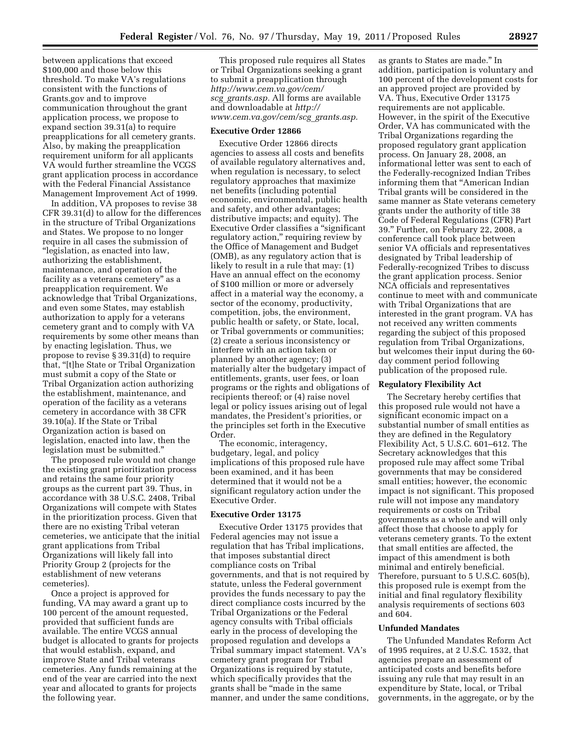between applications that exceed $100,000 and those below this threshold. To make VA's regulations consistent with the functions of Grants.gov and to improve communication throughout the grant application process, we propose to expand section 39.31(a) to require preapplications for all cemetery grants. Also, by making the preapplication requirement uniform for all applicants VA would further streamline the VCGS grant application process in accordance with the Federal Financial Assistance Management Improvement Act of 1999.

In addition, VA proposes to revise 38 CFR 39.31(d) to allow for the differences in the structure of Tribal Organizations and States. We propose to no longer require in all cases the submission of "legislation, as enacted into law, authorizing the establishment, maintenance, and operation of the facility as a veterans cemetery" as a preapplication requirement. We acknowledge that Tribal Organizations, and even some States, may establish authorization to apply for a veterans cemetery grant and to comply with VA requirements by some other means than by enacting legislation. Thus, we propose to revise § 39.31(d) to require that, "[t]he State or Tribal Organization must submit a copy of the State or Tribal Organization action authorizing the establishment, maintenance, and operation of the facility as a veterans cemetery in accordance with 38 CFR 39.10(a). If the State or Tribal Organization action is based on legislation, enacted into law, then the legislation must be submitted."

The proposed rule would not change the existing grant prioritization process and retains the same four priority groups as the current part 39. Thus, in accordance with 38 U.S.C. 2408, Tribal Organizations will compete with States in the prioritization process. Given that there are no existing Tribal veteran cemeteries, we anticipate that the initial grant applications from Tribal Organizations will likely fall into Priority Group 2 (projects for the establishment of new veterans cemeteries).

Once a project is approved for funding, VA may award a grant up to 100 percent of the amount requested, provided that sufficient funds are available. The entire VCGS annual budget is allocated to grants for projects that would establish, expand, and improve State and Tribal veterans cemeteries. Any funds remaining at the end of the year are carried into the next year and allocated to grants for projects the following year.

This proposed rule requires all States or Tribal Organizations seeking a grant to submit a preapplication through *http://www.cem.va.gov/cem/scg_grants.asp.* All forms are available and downloadable at *http://www.cem.va.gov/cem/scg_grants.asp.*

**Executive Order 12866**

Executive Order 12866 directs agencies to assess all costs and benefits of available regulatory alternatives and, when regulation is necessary, to select regulatory approaches that maximize net benefits (including potential economic, environmental, public health and safety, and other advantages; distributive impacts; and equity). The Executive Order classifies a "significant regulatory action," requiring review by the Office of Management and Budget (OMB), as any regulatory action that is likely to result in a rule that may: (1) Have an annual effect on the economy of $100 million or more or adversely affect in a material way the economy, a sector of the economy, productivity, competition, jobs, the environment, public health or safety, or State, local, or Tribal governments or communities; (2) create a serious inconsistency or interfere with an action taken or planned by another agency; (3) materially alter the budgetary impact of entitlements, grants, user fees, or loan programs or the rights and obligations of recipients thereof; or (4) raise novel legal or policy issues arising out of legal mandates, the President's priorities, or the principles set forth in the Executive Order.

The economic, interagency, budgetary, legal, and policy implications of this proposed rule have been examined, and it has been determined that it would not be a significant regulatory action under the Executive Order.

**Executive Order 13175**

Executive Order 13175 provides that Federal agencies may not issue a regulation that has Tribal implications, that imposes substantial direct compliance costs on Tribal governments, and that is not required by statute, unless the Federal government provides the funds necessary to pay the direct compliance costs incurred by the Tribal Organizations or the Federal agency consults with Tribal officials early in the process of developing the proposed regulation and develops a Tribal summary impact statement. VA's cemetery grant program for Tribal Organizations is required by statute, which specifically provides that the grants shall be "made in the same manner, and under the same conditions, as grants to States are made." In addition, participation is voluntary and 100 percent of the development costs for an approved project are provided by VA. Thus, Executive Order 13175 requirements are not applicable. However, in the spirit of the Executive Order, VA has communicated with the Tribal Organizations regarding the proposed regulatory grant application process. On January 28, 2008, an informational letter was sent to each of the Federally-recognized Indian Tribes informing them that "American Indian Tribal grants will be considered in the same manner as State veterans cemetery grants under the authority of title 38 Code of Federal Regulations (CFR) Part 39." Further, on February 22, 2008, a conference call took place between senior VA officials and representatives designated by Tribal leadership of Federally-recognized Tribes to discuss the grant application process. Senior NCA officials and representatives continue to meet with and communicate with Tribal Organizations that are interested in the grant program. VA has not received any written comments regarding the subject of this proposed regulation from Tribal Organizations, but welcomes their input during the 60-day comment period following publication of the proposed rule.

**Regulatory Flexibility Act**

The Secretary hereby certifies that this proposed rule would not have a significant economic impact on a substantial number of small entities as they are defined in the Regulatory Flexibility Act, 5 U.S.C. 601–612. The Secretary acknowledges that this proposed rule may affect some Tribal governments that may be considered small entities; however, the economic impact is not significant. This proposed rule will not impose any mandatory requirements or costs on Tribal governments as a whole and will only affect those that choose to apply for veterans cemetery grants. To the extent that small entities are affected, the impact of this amendment is both minimal and entirely beneficial. Therefore, pursuant to 5 U.S.C. 605(b), this proposed rule is exempt from the initial and final regulatory flexibility analysis requirements of sections 603 and 604.

**Unfunded Mandates**

The Unfunded Mandates Reform Act of 1995 requires, at 2 U.S.C. 1532, that agencies prepare an assessment of anticipated costs and benefits before issuing any rule that may result in an expenditure by State, local, or Tribal governments, in the aggregate, or by the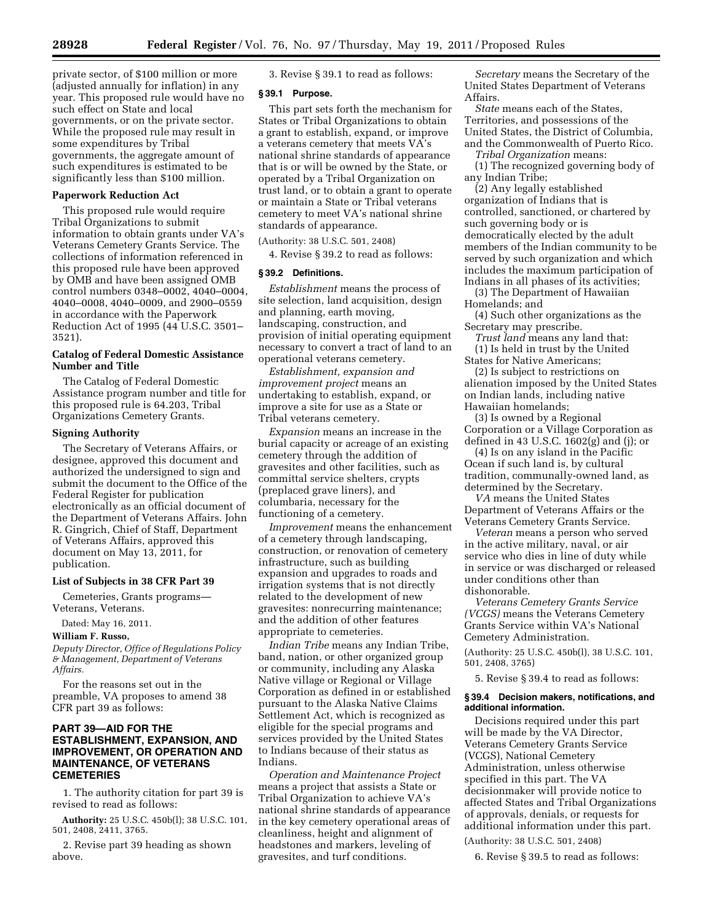private sector, of $100 million or more (adjusted annually for inflation) in any year. This proposed rule would have no such effect on State and local governments, or on the private sector. While the proposed rule may result in some expenditures by Tribal governments, the aggregate amount of such expenditures is estimated to be significantly less than $100 million.

### Paperwork Reduction Act

This proposed rule would require Tribal Organizations to submit information to obtain grants under VA's Veterans Cemetery Grants Service. The collections of information referenced in this proposed rule have been approved by OMB and have been assigned OMB control numbers 0348–0002, 4040–0004, 4040–0008, 4040–0009, and 2900–0559 in accordance with the Paperwork Reduction Act of 1995 (44 U.S.C. 3501–3521).

### Catalog of Federal Domestic Assistance Number and Title

The Catalog of Federal Domestic Assistance program number and title for this proposed rule is 64.203, Tribal Organizations Cemetery Grants.

### Signing Authority

The Secretary of Veterans Affairs, or designee, approved this document and authorized the undersigned to sign and submit the document to the Office of the Federal Register for publication electronically as an official document of the Department of Veterans Affairs. John R. Gingrich, Chief of Staff, Department of Veterans Affairs, approved this document on May 13, 2011, for publication.

### List of Subjects in 38 CFR Part 39

Cemeteries, Grants programs—Veterans, Veterans.

Dated: May 16, 2011.

**William F. Russo,**

*Deputy Director, Office of Regulations Policy & Management, Department of Veterans Affairs.*

For the reasons set out in the preamble, VA proposes to amend 38 CFR part 39 as follows:

## PART 39—AID FOR THE ESTABLISHMENT, EXPANSION, AND IMPROVEMENT, OR OPERATION AND MAINTENANCE, OF VETERANS CEMETERIES

1. The authority citation for part 39 is revised to read as follows:

**Authority:** 25 U.S.C. 450b(l); 38 U.S.C. 101, 501, 2408, 2411, 3765.

2. Revise part 39 heading as shown above.

3. Revise § 39.1 to read as follows:

### § 39.1 Purpose.

This part sets forth the mechanism for States or Tribal Organizations to obtain a grant to establish, expand, or improve a veterans cemetery that meets VA's national shrine standards of appearance that is or will be owned by the State, or operated by a Tribal Organization on trust land, or to obtain a grant to operate or maintain a State or Tribal veterans cemetery to meet VA's national shrine standards of appearance.

(Authority: 38 U.S.C. 501, 2408)

4. Revise § 39.2 to read as follows:

### § 39.2 Definitions.

*Establishment* means the process of site selection, land acquisition, design and planning, earth moving, landscaping, construction, and provision of initial operating equipment necessary to convert a tract of land to an operational veterans cemetery.

*Establishment, expansion and improvement project* means an undertaking to establish, expand, or improve a site for use as a State or Tribal veterans cemetery.

*Expansion* means an increase in the burial capacity or acreage of an existing cemetery through the addition of gravesites and other facilities, such as committal service shelters, crypts (preplaced grave liners), and columbaria, necessary for the functioning of a cemetery.

*Improvement* means the enhancement of a cemetery through landscaping, construction, or renovation of cemetery infrastructure, such as building expansion and upgrades to roads and irrigation systems that is not directly related to the development of new gravesites: nonrecurring maintenance; and the addition of other features appropriate to cemeteries.

*Indian Tribe* means any Indian Tribe, band, nation, or other organized group or community, including any Alaska Native village or Regional or Village Corporation as defined in or established pursuant to the Alaska Native Claims Settlement Act, which is recognized as eligible for the special programs and services provided by the United States to Indians because of their status as Indians.

*Operation and Maintenance Project* means a project that assists a State or Tribal Organization to achieve VA's national shrine standards of appearance in the key cemetery operational areas of cleanliness, height and alignment of headstones and markers, leveling of gravesites, and turf conditions.

*Secretary* means the Secretary of the United States Department of Veterans Affairs.

*State* means each of the States, Territories, and possessions of the United States, the District of Columbia, and the Commonwealth of Puerto Rico.

*Tribal Organization* means:

(1) The recognized governing body of any Indian Tribe;

(2) Any legally established organization of Indians that is controlled, sanctioned, or chartered by such governing body or is democratically elected by the adult members of the Indian community to be served by such organization and which includes the maximum participation of Indians in all phases of its activities;

(3) The Department of Hawaiian Homelands; and

(4) Such other organizations as the Secretary may prescribe.

*Trust land* means any land that:

(1) Is held in trust by the United States for Native Americans;

(2) Is subject to restrictions on alienation imposed by the United States on Indian lands, including native Hawaiian homelands;

(3) Is owned by a Regional Corporation or a Village Corporation as defined in 43 U.S.C. 1602(g) and (j); or

(4) Is on any island in the Pacific Ocean if such land is, by cultural tradition, communally-owned land, as determined by the Secretary.

*VA* means the United States Department of Veterans Affairs or the Veterans Cemetery Grants Service.

*Veteran* means a person who served in the active military, naval, or air service who dies in line of duty while in service or was discharged or released under conditions other than dishonorable.

*Veterans Cemetery Grants Service (VCGS)* means the Veterans Cemetery Grants Service within VA's National Cemetery Administration.

(Authority: 25 U.S.C. 450b(l), 38 U.S.C. 101, 501, 2408, 3765)

5. Revise § 39.4 to read as follows:

### § 39.4 Decision makers, notifications, and additional information.

Decisions required under this part will be made by the VA Director, Veterans Cemetery Grants Service (VCGS), National Cemetery Administration, unless otherwise specified in this part. The VA decisionmaker will provide notice to affected States and Tribal Organizations of approvals, denials, or requests for additional information under this part.

(Authority: 38 U.S.C. 501, 2408)

6. Revise § 39.5 to read as follows: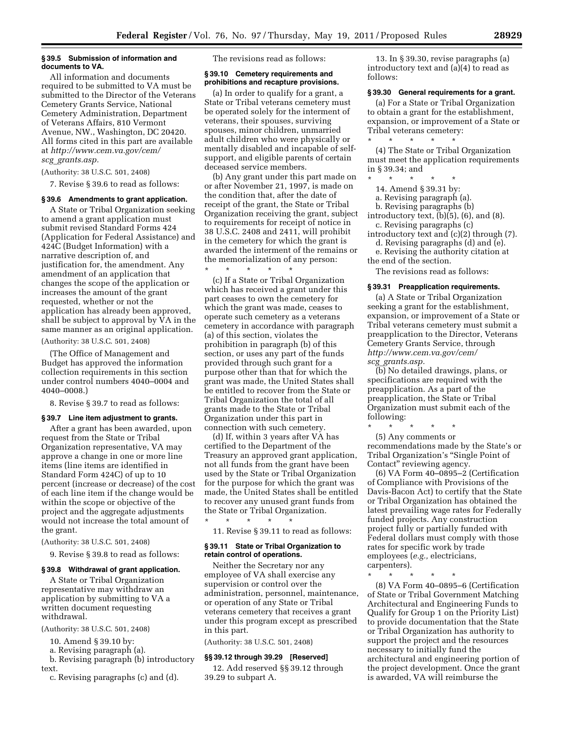### § 39.5 Submission of information and documents to VA.

All information and documents required to be submitted to VA must be submitted to the Director of the Veterans Cemetery Grants Service, National Cemetery Administration, Department of Veterans Affairs, 810 Vermont Avenue, NW., Washington, DC 20420. All forms cited in this part are available at *http://www.cem.va.gov/cem/scg_grants.asp.*

(Authority: 38 U.S.C. 501, 2408)

7. Revise § 39.6 to read as follows:

### § 39.6 Amendments to grant application.

A State or Tribal Organization seeking to amend a grant application must submit revised Standard Forms 424 (Application for Federal Assistance) and 424C (Budget Information) with a narrative description of, and justification for, the amendment. Any amendment of an application that changes the scope of the application or increases the amount of the grant requested, whether or not the application has already been approved, shall be subject to approval by VA in the same manner as an original application.

(Authority: 38 U.S.C. 501, 2408)

(The Office of Management and Budget has approved the information collection requirements in this section under control numbers 4040–0004 and 4040–0008.)

8. Revise § 39.7 to read as follows:

### § 39.7 Line item adjustment to grants.

After a grant has been awarded, upon request from the State or Tribal Organization representative, VA may approve a change in one or more line items (line items are identified in Standard Form 424C) of up to 10 percent (increase or decrease) of the cost of each line item if the change would be within the scope or objective of the project and the aggregate adjustments would not increase the total amount of the grant.

(Authority: 38 U.S.C. 501, 2408)

9. Revise § 39.8 to read as follows:

### § 39.8 Withdrawal of grant application.

A State or Tribal Organization representative may withdraw an application by submitting to VA a written document requesting withdrawal.

(Authority: 38 U.S.C. 501, 2408)

10. Amend § 39.10 by:

a. Revising paragraph (a).

b. Revising paragraph (b) introductory text.

c. Revising paragraphs (c) and (d).

The revisions read as follows:

### § 39.10 Cemetery requirements and prohibitions and recapture provisions.

(a) In order to qualify for a grant, a State or Tribal veterans cemetery must be operated solely for the interment of veterans, their spouses, surviving spouses, minor children, unmarried adult children who were physically or mentally disabled and incapable of self-support, and eligible parents of certain deceased service members.

(b) Any grant under this part made on or after November 21, 1997, is made on the condition that, after the date of receipt of the grant, the State or Tribal Organization receiving the grant, subject to requirements for receipt of notice in 38 U.S.C. 2408 and 2411, will prohibit in the cemetery for which the grant is awarded the interment of the remains or the memorialization of any person:

\* \* \* \* \*

(c) If a State or Tribal Organization which has received a grant under this part ceases to own the cemetery for which the grant was made, ceases to operate such cemetery as a veterans cemetery in accordance with paragraph (a) of this section, violates the prohibition in paragraph (b) of this section, or uses any part of the funds provided through such grant for a purpose other than that for which the grant was made, the United States shall be entitled to recover from the State or Tribal Organization the total of all grants made to the State or Tribal Organization under this part in connection with such cemetery.

(d) If, within 3 years after VA has certified to the Department of the Treasury an approved grant application, not all funds from the grant have been used by the State or Tribal Organization for the purpose for which the grant was made, the United States shall be entitled to recover any unused grant funds from the State or Tribal Organization.

\* \* \* \* \*

11. Revise § 39.11 to read as follows:

### § 39.11 State or Tribal Organization to retain control of operations.

Neither the Secretary nor any employee of VA shall exercise any supervision or control over the administration, personnel, maintenance, or operation of any State or Tribal veterans cemetery that receives a grant under this program except as prescribed in this part.

(Authority: 38 U.S.C. 501, 2408)

### §§ 39.12 through 39.29 [Reserved]

12. Add reserved §§ 39.12 through 39.29 to subpart A.

13. In § 39.30, revise paragraphs (a) introductory text and (a)(4) to read as follows:

### § 39.30 General requirements for a grant.

(a) For a State or Tribal Organization to obtain a grant for the establishment, expansion, or improvement of a State or Tribal veterans cemetery:

\* \* \* \* \*

(4) The State or Tribal Organization must meet the application requirements in § 39.34; and

\* \* \* \* \*

14. Amend § 39.31 by:

a. Revising paragraph (a).

b. Revising paragraphs (b) introductory text, (b)(5), (6), and (8).

c. Revising paragraphs (c) introductory text and (c)(2) through (7).

d. Revising paragraphs (d) and (e).

e. Revising the authority citation at the end of the section.

The revisions read as follows:

### § 39.31 Preapplication requirements.

(a) A State or Tribal Organization seeking a grant for the establishment, expansion, or improvement of a State or Tribal veterans cemetery must submit a preapplication to the Director, Veterans Cemetery Grants Service, through *http://www.cem.va.gov/cem/scg_grants.asp.*

(b) No detailed drawings, plans, or specifications are required with the preapplication. As a part of the preapplication, the State or Tribal Organization must submit each of the following:

\* \* \* \* \*

(5) Any comments or recommendations made by the State's or Tribal Organization's "Single Point of Contact" reviewing agency.

(6) VA Form 40–0895–2 (Certification of Compliance with Provisions of the Davis-Bacon Act) to certify that the State or Tribal Organization has obtained the latest prevailing wage rates for Federally funded projects. Any construction project fully or partially funded with Federal dollars must comply with those rates for specific work by trade employees (*e.g.,* electricians, carpenters).

\* \* \* \* \*

(8) VA Form 40–0895–6 (Certification of State or Tribal Government Matching Architectural and Engineering Funds to Qualify for Group 1 on the Priority List) to provide documentation that the State or Tribal Organization has authority to support the project and the resources necessary to initially fund the architectural and engineering portion of the project development. Once the grant is awarded, VA will reimburse the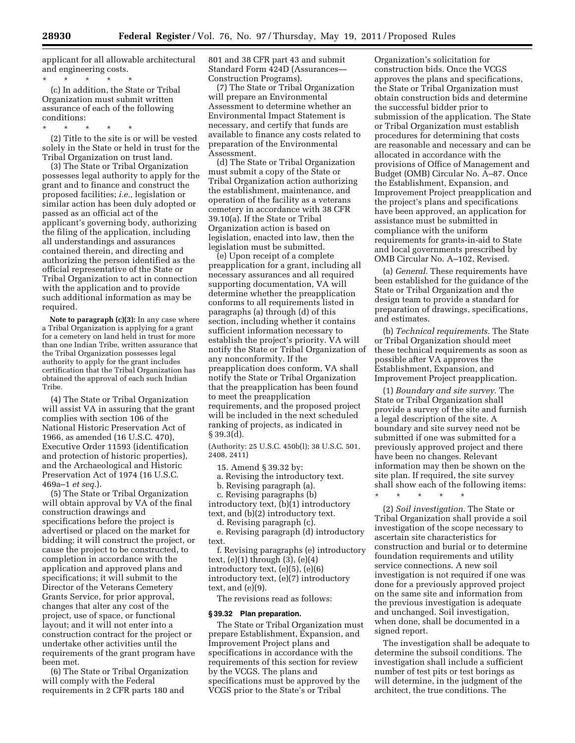applicant for all allowable architectural and engineering costs.

\* \* \* \* \*

(c) In addition, the State or Tribal Organization must submit written assurance of each of the following conditions:

\* \* \* \* \*

(2) Title to the site is or will be vested solely in the State or held in trust for the Tribal Organization on trust land.

(3) The State or Tribal Organization possesses legal authority to apply for the grant and to finance and construct the proposed facilities; *i.e.,* legislation or similar action has been duly adopted or passed as an official act of the applicant's governing body, authorizing the filing of the application, including all understandings and assurances contained therein, and directing and authorizing the person identified as the official representative of the State or Tribal Organization to act in connection with the application and to provide such additional information as may be required.

**Note to paragraph (c)(3):** In any case where a Tribal Organization is applying for a grant for a cemetery on land held in trust for more than one Indian Tribe, written assurance that the Tribal Organization possesses legal authority to apply for the grant includes certification that the Tribal Organization has obtained the approval of each such Indian Tribe.

(4) The State or Tribal Organization will assist VA in assuring that the grant complies with section 106 of the National Historic Preservation Act of 1966, as amended (16 U.S.C. 470), Executive Order 11593 (identification and protection of historic properties), and the Archaeological and Historic Preservation Act of 1974 (16 U.S.C. 469a–1 *et seq.*).

(5) The State or Tribal Organization will obtain approval by VA of the final construction drawings and specifications before the project is advertised or placed on the market for bidding; it will construct the project, or cause the project to be constructed, to completion in accordance with the application and approved plans and specifications; it will submit to the Director of the Veterans Cemetery Grants Service, for prior approval, changes that alter any cost of the project, use of space, or functional layout; and it will not enter into a construction contract for the project or undertake other activities until the requirements of the grant program have been met.

(6) The State or Tribal Organization will comply with the Federal requirements in 2 CFR parts 180 and 801 and 38 CFR part 43 and submit Standard Form 424D (Assurances—Construction Programs).

(7) The State or Tribal Organization will prepare an Environmental Assessment to determine whether an Environmental Impact Statement is necessary, and certify that funds are available to finance any costs related to preparation of the Environmental Assessment.

(d) The State or Tribal Organization must submit a copy of the State or Tribal Organization action authorizing the establishment, maintenance, and operation of the facility as a veterans cemetery in accordance with 38 CFR 39.10(a). If the State or Tribal Organization action is based on legislation, enacted into law, then the legislation must be submitted.

(e) Upon receipt of a complete preapplication for a grant, including all necessary assurances and all required supporting documentation, VA will determine whether the preapplication conforms to all requirements listed in paragraphs (a) through (d) of this section, including whether it contains sufficient information necessary to establish the project's priority. VA will notify the State or Tribal Organization of any nonconformity. If the preapplication does conform, VA shall notify the State or Tribal Organization that the preapplication has been found to meet the preapplication requirements, and the proposed project will be included in the next scheduled ranking of projects, as indicated in § 39.3(d).

(Authority: 25 U.S.C. 450b(l); 38 U.S.C. 501, 2408, 2411)

15. Amend § 39.32 by:

a. Revising the introductory text.

b. Revising paragraph (a).

c. Revising paragraphs (b) introductory text, (b)(1) introductory text, and (b)(2) introductory text.

d. Revising paragraph (c).

e. Revising paragraph (d) introductory text.

f. Revising paragraphs (e) introductory text, (e)(1) through (3), (e)(4) introductory text, (e)(5), (e)(6) introductory text, (e)(7) introductory text, and (e)(9).

The revisions read as follows:

### § 39.32 Plan preparation.

The State or Tribal Organization must prepare Establishment, Expansion, and Improvement Project plans and specifications in accordance with the requirements of this section for review by the VCGS. The plans and specifications must be approved by the VCGS prior to the State's or Tribal Organization's solicitation for construction bids. Once the VCGS approves the plans and specifications, the State or Tribal Organization must obtain construction bids and determine the successful bidder prior to submission of the application. The State or Tribal Organization must establish procedures for determining that costs are reasonable and necessary and can be allocated in accordance with the provisions of Office of Management and Budget (OMB) Circular No. A–87. Once the Establishment, Expansion, and Improvement Project preapplication and the project's plans and specifications have been approved, an application for assistance must be submitted in compliance with the uniform requirements for grants-in-aid to State and local governments prescribed by OMB Circular No. A–102, Revised.

(a) *General.* These requirements have been established for the guidance of the State or Tribal Organization and the design team to provide a standard for preparation of drawings, specifications, and estimates.

(b) *Technical requirements.* The State or Tribal Organization should meet these technical requirements as soon as possible after VA approves the Establishment, Expansion, and Improvement Project preapplication.

(1) *Boundary and site survey.* The State or Tribal Organization shall provide a survey of the site and furnish a legal description of the site. A boundary and site survey need not be submitted if one was submitted for a previously approved project and there have been no changes. Relevant information may then be shown on the site plan. If required, the site survey shall show each of the following items:

\* \* \* \* \*

(2) *Soil investigation.* The State or Tribal Organization shall provide a soil investigation of the scope necessary to ascertain site characteristics for construction and burial or to determine foundation requirements and utility service connections. A new soil investigation is not required if one was done for a previously approved project on the same site and information from the previous investigation is adequate and unchanged. Soil investigation, when done, shall be documented in a signed report.

The investigation shall be adequate to determine the subsoil conditions. The investigation shall include a sufficient number of test pits or test borings as will determine, in the judgment of the architect, the true conditions. The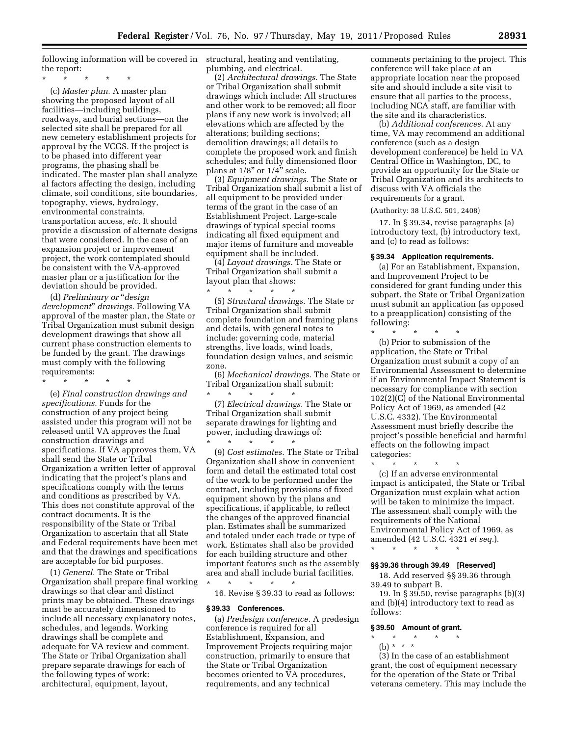following information will be covered in the report:

\* \* \* \* \*

(c) *Master plan.* A master plan showing the proposed layout of all facilities—including buildings, roadways, and burial sections—on the selected site shall be prepared for all new cemetery establishment projects for approval by the VCGS. If the project is to be phased into different year programs, the phasing shall be indicated. The master plan shall analyze al factors affecting the design, including climate, soil conditions, site boundaries, topography, views, hydrology, environmental constraints, transportation access, *etc.* It should provide a discussion of alternate designs that were considered. In the case of an expansion project or improvement project, the work contemplated should be consistent with the VA-approved master plan or a justification for the deviation should be provided.

(d) *Preliminary or "design development" drawings.* Following VA approval of the master plan, the State or Tribal Organization must submit design development drawings that show all current phase construction elements to be funded by the grant. The drawings must comply with the following requirements:

\* \* \* \* \*

(e) *Final construction drawings and specifications.* Funds for the construction of any project being assisted under this program will not be released until VA approves the final construction drawings and specifications. If VA approves them, VA shall send the State or Tribal Organization a written letter of approval indicating that the project's plans and specifications comply with the terms and conditions as prescribed by VA. This does not constitute approval of the contract documents. It is the responsibility of the State or Tribal Organization to ascertain that all State and Federal requirements have been met and that the drawings and specifications are acceptable for bid purposes.

(1) *General.* The State or Tribal Organization shall prepare final working drawings so that clear and distinct prints may be obtained. These drawings must be accurately dimensioned to include all necessary explanatory notes, schedules, and legends. Working drawings shall be complete and adequate for VA review and comment. The State or Tribal Organization shall prepare separate drawings for each of the following types of work: architectural, equipment, layout, structural, heating and ventilating, plumbing, and electrical.

(2) *Architectural drawings.* The State or Tribal Organization shall submit drawings which include: All structures and other work to be removed; all floor plans if any new work is involved; all elevations which are affected by the alterations; building sections; demolition drawings; all details to complete the proposed work and finish schedules; and fully dimensioned floor plans at 1/8" or 1/4" scale.

(3) *Equipment drawings.* The State or Tribal Organization shall submit a list of all equipment to be provided under terms of the grant in the case of an Establishment Project. Large-scale drawings of typical special rooms indicating all fixed equipment and major items of furniture and moveable equipment shall be included.

(4) *Layout drawings.* The State or Tribal Organization shall submit a layout plan that shows:

\* \* \* \* \*

(5) *Structural drawings.* The State or Tribal Organization shall submit complete foundation and framing plans and details, with general notes to include: governing code, material strengths, live loads, wind loads, foundation design values, and seismic zone.

(6) *Mechanical drawings.* The State or Tribal Organization shall submit:

\* \* \* \* \*

(7) *Electrical drawings.* The State or Tribal Organization shall submit separate drawings for lighting and power, including drawings of:

\* \* \* \* \*

(9) *Cost estimates.* The State or Tribal Organization shall show in convenient form and detail the estimated total cost of the work to be performed under the contract, including provisions of fixed equipment shown by the plans and specifications, if applicable, to reflect the changes of the approved financial plan. Estimates shall be summarized and totaled under each trade or type of work. Estimates shall also be provided for each building structure and other important features such as the assembly area and shall include burial facilities.

\* \* \* \* \*

16. Revise § 39.33 to read as follows:

**§ 39.33 Conferences.**

(a) *Predesign conference.* A predesign conference is required for all Establishment, Expansion, and Improvement Projects requiring major construction, primarily to ensure that the State or Tribal Organization becomes oriented to VA procedures, requirements, and any technical comments pertaining to the project. This conference will take place at an appropriate location near the proposed site and should include a site visit to ensure that all parties to the process, including NCA staff, are familiar with the site and its characteristics.

(b) *Additional conferences.* At any time, VA may recommend an additional conference (such as a design development conference) be held in VA Central Office in Washington, DC, to provide an opportunity for the State or Tribal Organization and its architects to discuss with VA officials the requirements for a grant.

(Authority: 38 U.S.C. 501, 2408)

17. In § 39.34, revise paragraphs (a) introductory text, (b) introductory text, and (c) to read as follows:

**§ 39.34 Application requirements.**

(a) For an Establishment, Expansion, and Improvement Project to be considered for grant funding under this subpart, the State or Tribal Organization must submit an application (as opposed to a preapplication) consisting of the following:

\* \* \* \* \*

(b) Prior to submission of the application, the State or Tribal Organization must submit a copy of an Environmental Assessment to determine if an Environmental Impact Statement is necessary for compliance with section 102(2)(C) of the National Environmental Policy Act of 1969, as amended (42 U.S.C. 4332). The Environmental Assessment must briefly describe the project's possible beneficial and harmful effects on the following impact categories:

\* \* \* \* \*

(c) If an adverse environmental impact is anticipated, the State or Tribal Organization must explain what action will be taken to minimize the impact. The assessment shall comply with the requirements of the National Environmental Policy Act of 1969, as amended (42 U.S.C. 4321 *et seq.*).

\* \* \* \* \*

**§§ 39.36 through 39.49 [Reserved]**

18. Add reserved §§ 39.36 through 39.49 to subpart B.

19. In § 39.50, revise paragraphs (b)(3) and (b)(4) introductory text to read as follows:

**§ 39.50 Amount of grant.**

\* \* \* \* \*

(b) \* \* \*

(3) In the case of an establishment grant, the cost of equipment necessary for the operation of the State or Tribal veterans cemetery. This may include the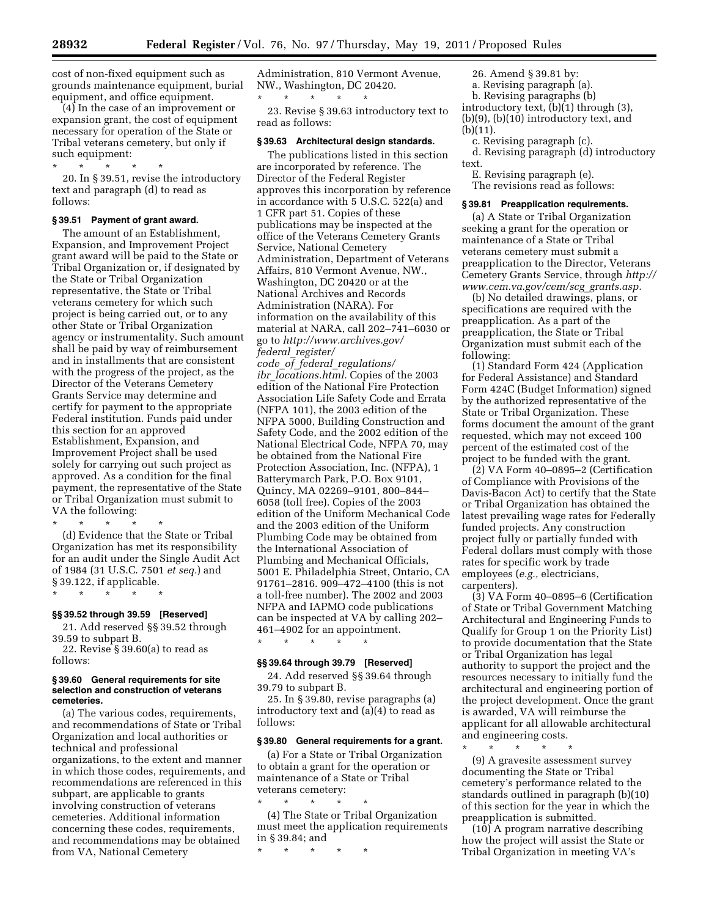cost of non-fixed equipment such as grounds maintenance equipment, burial equipment, and office equipment.

(4) In the case of an improvement or expansion grant, the cost of equipment necessary for operation of the State or Tribal veterans cemetery, but only if such equipment:

\* \* \* \* \*

20. In § 39.51, revise the introductory text and paragraph (d) to read as follows:

### § 39.51 Payment of grant award.

The amount of an Establishment, Expansion, and Improvement Project grant award will be paid to the State or Tribal Organization or, if designated by the State or Tribal Organization representative, the State or Tribal veterans cemetery for which such project is being carried out, or to any other State or Tribal Organization agency or instrumentality. Such amount shall be paid by way of reimbursement and in installments that are consistent with the progress of the project, as the Director of the Veterans Cemetery Grants Service may determine and certify for payment to the appropriate Federal institution. Funds paid under this section for an approved Establishment, Expansion, and Improvement Project shall be used solely for carrying out such project as approved. As a condition for the final payment, the representative of the State or Tribal Organization must submit to VA the following:

\* \* \* \* \*

(d) Evidence that the State or Tribal Organization has met its responsibility for an audit under the Single Audit Act of 1984 (31 U.S.C. 7501 *et seq.*) and § 39.122, if applicable.

\* \* \* \* \*

### §§ 39.52 through 39.59 [Reserved]

21. Add reserved §§ 39.52 through 39.59 to subpart B.

22. Revise § 39.60(a) to read as follows:

### § 39.60 General requirements for site selection and construction of veterans cemeteries.

(a) The various codes, requirements, and recommendations of State or Tribal Organization and local authorities or technical and professional organizations, to the extent and manner in which those codes, requirements, and recommendations are referenced in this subpart, are applicable to grants involving construction of veterans cemeteries. Additional information concerning these codes, requirements, and recommendations may be obtained from VA, National Cemetery Administration, 810 Vermont Avenue, NW., Washington, DC 20420.

\* \* \* \* \*

23. Revise § 39.63 introductory text to read as follows:

### § 39.63 Architectural design standards.

The publications listed in this section are incorporated by reference. The Director of the Federal Register approves this incorporation by reference in accordance with 5 U.S.C. 522(a) and 1 CFR part 51. Copies of these publications may be inspected at the office of the Veterans Cemetery Grants Service, National Cemetery Administration, Department of Veterans Affairs, 810 Vermont Avenue, NW., Washington, DC 20420 or at the National Archives and Records Administration (NARA). For information on the availability of this material at NARA, call 202–741–6030 or go to *http://www.archives.gov/federal_register/code_of_federal_regulations/ibr_locations.html.* Copies of the 2003 edition of the National Fire Protection Association Life Safety Code and Errata (NFPA 101), the 2003 edition of the NFPA 5000, Building Construction and Safety Code, and the 2002 edition of the National Electrical Code, NFPA 70, may be obtained from the National Fire Protection Association, Inc. (NFPA), 1 Batterymarch Park, P.O. Box 9101, Quincy, MA 02269–9101, 800–844–6058 (toll free). Copies of the 2003 edition of the Uniform Mechanical Code and the 2003 edition of the Uniform Plumbing Code may be obtained from the International Association of Plumbing and Mechanical Officials, 5001 E. Philadelphia Street, Ontario, CA 91761–2816. 909–472–4100 (this is not a toll-free number). The 2002 and 2003 NFPA and IAPMO code publications can be inspected at VA by calling 202–461–4902 for an appointment.

\* \* \* \* \*

### §§ 39.64 through 39.79 [Reserved]

24. Add reserved §§ 39.64 through 39.79 to subpart B.

25. In § 39.80, revise paragraphs (a) introductory text and (a)(4) to read as follows:

### § 39.80 General requirements for a grant.

(a) For a State or Tribal Organization to obtain a grant for the operation or maintenance of a State or Tribal veterans cemetery:

\* \* \* \* \*

(4) The State or Tribal Organization must meet the application requirements in § 39.84; and

\* \* \* \* \*

26. Amend § 39.81 by:

a. Revising paragraph (a).

b. Revising paragraphs (b) introductory text, (b)(1) through (3), (b)(9), (b)(10) introductory text, and (b)(11).

c. Revising paragraph (c).

d. Revising paragraph (d) introductory text.

E. Revising paragraph (e).

The revisions read as follows:

### § 39.81 Preapplication requirements.

(a) A State or Tribal Organization seeking a grant for the operation or maintenance of a State or Tribal veterans cemetery must submit a preapplication to the Director, Veterans Cemetery Grants Service, through *http://www.cem.va.gov/cem/scg_grants.asp.*

(b) No detailed drawings, plans, or specifications are required with the preapplication. As a part of the preapplication, the State or Tribal Organization must submit each of the following:

(1) Standard Form 424 (Application for Federal Assistance) and Standard Form 424C (Budget Information) signed by the authorized representative of the State or Tribal Organization. These forms document the amount of the grant requested, which may not exceed 100 percent of the estimated cost of the project to be funded with the grant.

(2) VA Form 40–0895–2 (Certification of Compliance with Provisions of the Davis-Bacon Act) to certify that the State or Tribal Organization has obtained the latest prevailing wage rates for Federally funded projects. Any construction project fully or partially funded with Federal dollars must comply with those rates for specific work by trade employees (*e.g.,* electricians, carpenters).

(3) VA Form 40–0895–6 (Certification of State or Tribal Government Matching Architectural and Engineering Funds to Qualify for Group 1 on the Priority List) to provide documentation that the State or Tribal Organization has legal authority to support the project and the resources necessary to initially fund the architectural and engineering portion of the project development. Once the grant is awarded, VA will reimburse the applicant for all allowable architectural and engineering costs.

\* \* \* \* \*

(9) A gravesite assessment survey documenting the State or Tribal cemetery's performance related to the standards outlined in paragraph (b)(10) of this section for the year in which the preapplication is submitted.

(10) A program narrative describing how the project will assist the State or Tribal Organization in meeting VA's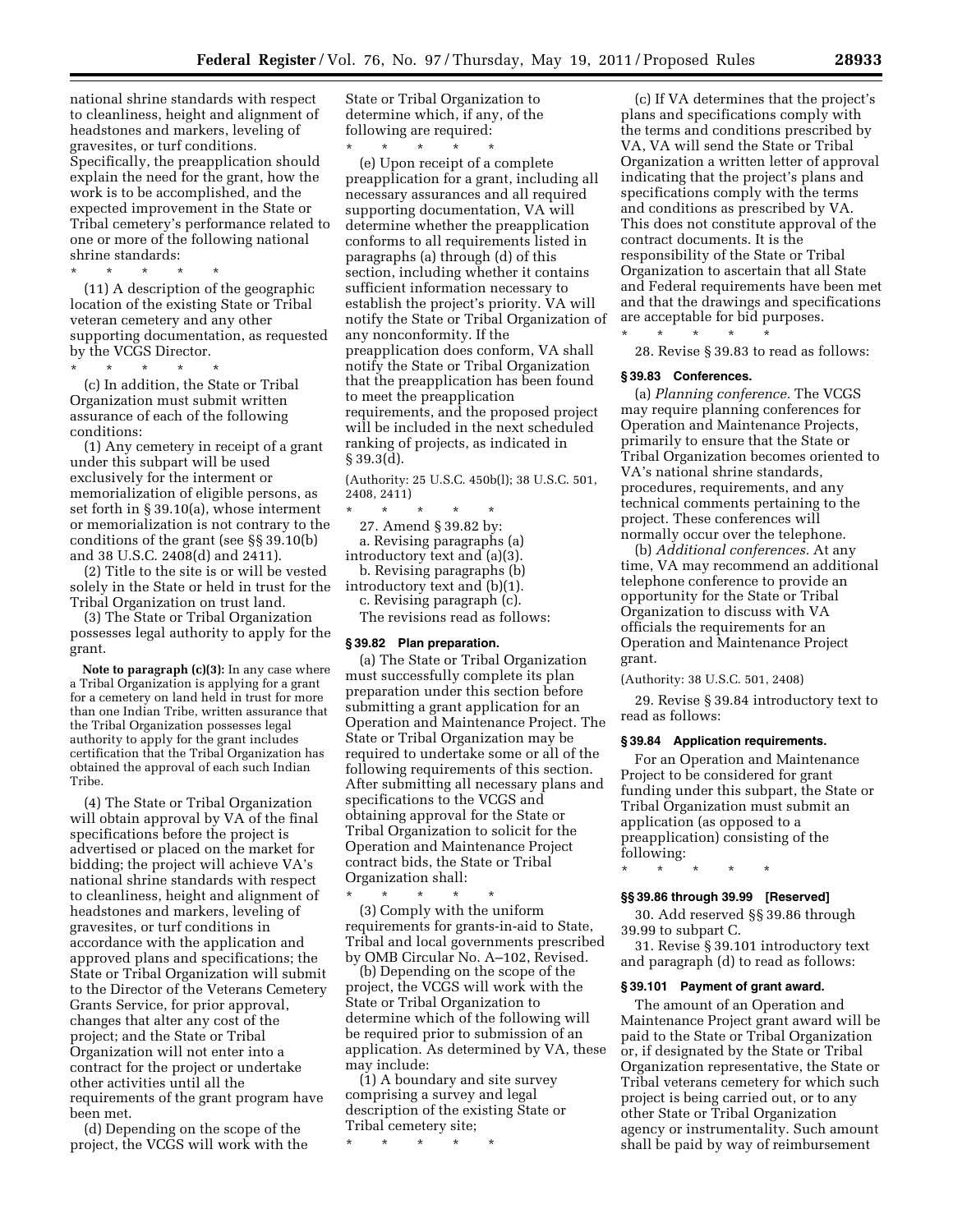national shrine standards with respect to cleanliness, height and alignment of headstones and markers, leveling of gravesites, or turf conditions. Specifically, the preapplication should explain the need for the grant, how the work is to be accomplished, and the expected improvement in the State or Tribal cemetery's performance related to one or more of the following national shrine standards:

\* \* \* \* \*

(11) A description of the geographic location of the existing State or Tribal veteran cemetery and any other supporting documentation, as requested by the VCGS Director.

\* \* \* \* \*

(c) In addition, the State or Tribal Organization must submit written assurance of each of the following conditions:

(1) Any cemetery in receipt of a grant under this subpart will be used exclusively for the interment or memorialization of eligible persons, as set forth in § 39.10(a), whose interment or memorialization is not contrary to the conditions of the grant (see §§ 39.10(b) and 38 U.S.C. 2408(d) and 2411).

(2) Title to the site is or will be vested solely in the State or held in trust for the Tribal Organization on trust land.

(3) The State or Tribal Organization possesses legal authority to apply for the grant.

**Note to paragraph (c)(3):** In any case where a Tribal Organization is applying for a grant for a cemetery on land held in trust for more than one Indian Tribe, written assurance that the Tribal Organization possesses legal authority to apply for the grant includes certification that the Tribal Organization has obtained the approval of each such Indian Tribe.

(4) The State or Tribal Organization will obtain approval by VA of the final specifications before the project is advertised or placed on the market for bidding; the project will achieve VA's national shrine standards with respect to cleanliness, height and alignment of headstones and markers, leveling of gravesites, or turf conditions in accordance with the application and approved plans and specifications; the State or Tribal Organization will submit to the Director of the Veterans Cemetery Grants Service, for prior approval, changes that alter any cost of the project; and the State or Tribal Organization will not enter into a contract for the project or undertake other activities until all the requirements of the grant program have been met.

(d) Depending on the scope of the project, the VCGS will work with the State or Tribal Organization to determine which, if any, of the following are required:

\* \* \* \* \*

(e) Upon receipt of a complete preapplication for a grant, including all necessary assurances and all required supporting documentation, VA will determine whether the preapplication conforms to all requirements listed in paragraphs (a) through (d) of this section, including whether it contains sufficient information necessary to establish the project's priority. VA will notify the State or Tribal Organization of any nonconformity. If the preapplication does conform, VA shall notify the State or Tribal Organization that the preapplication has been found to meet the preapplication requirements, and the proposed project will be included in the next scheduled ranking of projects, as indicated in § 39.3(d).

(Authority: 25 U.S.C. 450b(l); 38 U.S.C. 501, 2408, 2411)

\* \* \* \* \*

27. Amend § 39.82 by:

a. Revising paragraphs (a) introductory text and (a)(3).

b. Revising paragraphs (b) introductory text and (b)(1).

c. Revising paragraph (c).

The revisions read as follows:

**§ 39.82 Plan preparation.**

(a) The State or Tribal Organization must successfully complete its plan preparation under this section before submitting a grant application for an Operation and Maintenance Project. The State or Tribal Organization may be required to undertake some or all of the following requirements of this section. After submitting all necessary plans and specifications to the VCGS and obtaining approval for the State or Tribal Organization to solicit for the Operation and Maintenance Project contract bids, the State or Tribal Organization shall:

\* \* \* \* \*

(3) Comply with the uniform requirements for grants-in-aid to State, Tribal and local governments prescribed by OMB Circular No. A–102, Revised.

(b) Depending on the scope of the project, the VCGS will work with the State or Tribal Organization to determine which of the following will be required prior to submission of an application. As determined by VA, these may include:

(1) A boundary and site survey comprising a survey and legal description of the existing State or Tribal cemetery site;

\* \* \* \* \*

(c) If VA determines that the project's plans and specifications comply with the terms and conditions prescribed by VA, VA will send the State or Tribal Organization a written letter of approval indicating that the project's plans and specifications comply with the terms and conditions as prescribed by VA. This does not constitute approval of the contract documents. It is the responsibility of the State or Tribal Organization to ascertain that all State and Federal requirements have been met and that the drawings and specifications are acceptable for bid purposes.

\* \* \* \* \*

28. Revise § 39.83 to read as follows:

**§ 39.83 Conferences.**

(a) *Planning conference.* The VCGS may require planning conferences for Operation and Maintenance Projects, primarily to ensure that the State or Tribal Organization becomes oriented to VA's national shrine standards, procedures, requirements, and any technical comments pertaining to the project. These conferences will normally occur over the telephone.

(b) *Additional conferences.* At any time, VA may recommend an additional telephone conference to provide an opportunity for the State or Tribal Organization to discuss with VA officials the requirements for an Operation and Maintenance Project grant.

(Authority: 38 U.S.C. 501, 2408)

29. Revise § 39.84 introductory text to read as follows:

**§ 39.84 Application requirements.**

For an Operation and Maintenance Project to be considered for grant funding under this subpart, the State or Tribal Organization must submit an application (as opposed to a preapplication) consisting of the following:

\* \* \* \* \*

**§§ 39.86 through 39.99 [Reserved]**

30. Add reserved §§ 39.86 through 39.99 to subpart C.

31. Revise § 39.101 introductory text and paragraph (d) to read as follows:

**§ 39.101 Payment of grant award.**

The amount of an Operation and Maintenance Project grant award will be paid to the State or Tribal Organization or, if designated by the State or Tribal Organization representative, the State or Tribal veterans cemetery for which such project is being carried out, or to any other State or Tribal Organization agency or instrumentality. Such amount shall be paid by way of reimbursement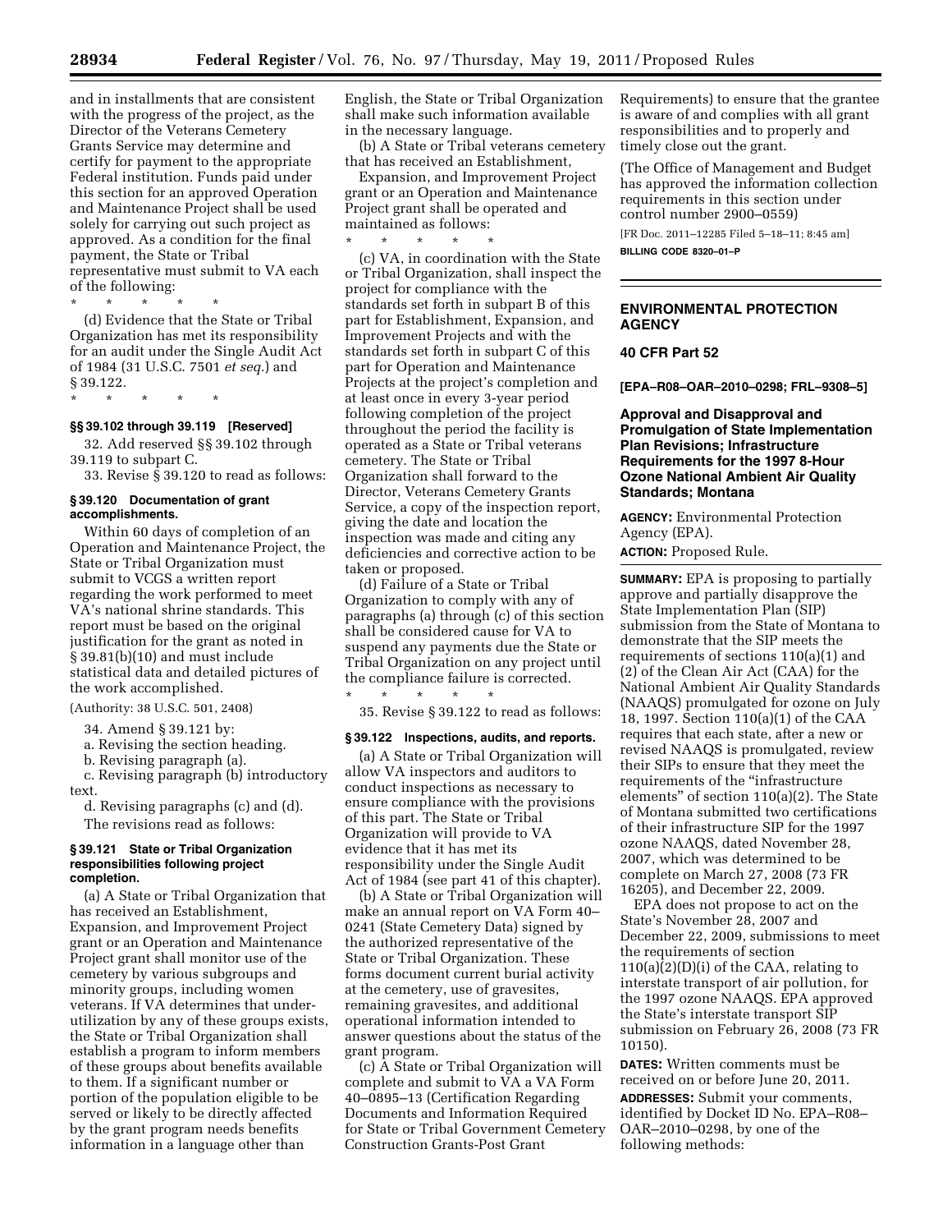and in installments that are consistent with the progress of the project, as the Director of the Veterans Cemetery Grants Service may determine and certify for payment to the appropriate Federal institution. Funds paid under this section for an approved Operation and Maintenance Project shall be used solely for carrying out such project as approved. As a condition for the final payment, the State or Tribal representative must submit to VA each of the following:

\* \* \* \* \*

(d) Evidence that the State or Tribal Organization has met its responsibility for an audit under the Single Audit Act of 1984 (31 U.S.C. 7501 *et seq.*) and § 39.122.

\* \* \* \* \*

**§§ 39.102 through 39.119 [Reserved]**

32. Add reserved §§ 39.102 through 39.119 to subpart C.

33. Revise § 39.120 to read as follows:

**§ 39.120 Documentation of grant accomplishments.**

Within 60 days of completion of an Operation and Maintenance Project, the State or Tribal Organization must submit to VCGS a written report regarding the work performed to meet VA's national shrine standards. This report must be based on the original justification for the grant as noted in § 39.81(b)(10) and must include statistical data and detailed pictures of the work accomplished.

(Authority: 38 U.S.C. 501, 2408)

34. Amend § 39.121 by:

a. Revising the section heading.

b. Revising paragraph (a).

c. Revising paragraph (b) introductory text.

d. Revising paragraphs (c) and (d).

The revisions read as follows:

**§ 39.121 State or Tribal Organization responsibilities following project completion.**

(a) A State or Tribal Organization that has received an Establishment, Expansion, and Improvement Project grant or an Operation and Maintenance Project grant shall monitor use of the cemetery by various subgroups and minority groups, including women veterans. If VA determines that under-utilization by any of these groups exists, the State or Tribal Organization shall establish a program to inform members of these groups about benefits available to them. If a significant number or portion of the population eligible to be served or likely to be directly affected by the grant program needs benefits information in a language other than English, the State or Tribal Organization shall make such information available in the necessary language.

(b) A State or Tribal veterans cemetery that has received an Establishment, Expansion, and Improvement Project grant or an Operation and Maintenance Project grant shall be operated and maintained as follows:

\* \* \* \* \*

(c) VA, in coordination with the State or Tribal Organization, shall inspect the project for compliance with the standards set forth in subpart B of this part for Establishment, Expansion, and Improvement Projects and with the standards set forth in subpart C of this part for Operation and Maintenance Projects at the project's completion and at least once in every 3-year period following completion of the project throughout the period the facility is operated as a State or Tribal veterans cemetery. The State or Tribal Organization shall forward to the Director, Veterans Cemetery Grants Service, a copy of the inspection report, giving the date and location the inspection was made and citing any deficiencies and corrective action to be taken or proposed.

(d) Failure of a State or Tribal Organization to comply with any of paragraphs (a) through (c) of this section shall be considered cause for VA to suspend any payments due the State or Tribal Organization on any project until the compliance failure is corrected.

\* \* \* \* \*

35. Revise § 39.122 to read as follows:

**§ 39.122 Inspections, audits, and reports.**

(a) A State or Tribal Organization will allow VA inspectors and auditors to conduct inspections as necessary to ensure compliance with the provisions of this part. The State or Tribal Organization will provide to VA evidence that it has met its responsibility under the Single Audit Act of 1984 (see part 41 of this chapter).

(b) A State or Tribal Organization will make an annual report on VA Form 40–0241 (State Cemetery Data) signed by the authorized representative of the State or Tribal Organization. These forms document current burial activity at the cemetery, use of gravesites, remaining gravesites, and additional operational information intended to answer questions about the status of the grant program.

(c) A State or Tribal Organization will complete and submit to VA a VA Form 40–0895–13 (Certification Regarding Documents and Information Required for State or Tribal Government Cemetery Construction Grants-Post Grant Requirements) to ensure that the grantee is aware of and complies with all grant responsibilities and to properly and timely close out the grant.

(The Office of Management and Budget has approved the information collection requirements in this section under control number 2900–0559)

[FR Doc. 2011–12285 Filed 5–18–11; 8:45 am]

**BILLING CODE 8320–01–P**

## ENVIRONMENTAL PROTECTION AGENCY

**40 CFR Part 52**

**[EPA–R08–OAR–2010–0298; FRL–9308–5]**

## Approval and Disapproval and Promulgation of State Implementation Plan Revisions; Infrastructure Requirements for the 1997 8-Hour Ozone National Ambient Air Quality Standards; Montana

**AGENCY:** Environmental Protection Agency (EPA).

**ACTION:** Proposed Rule.

**SUMMARY:** EPA is proposing to partially approve and partially disapprove the State Implementation Plan (SIP) submission from the State of Montana to demonstrate that the SIP meets the requirements of sections 110(a)(1) and (2) of the Clean Air Act (CAA) for the National Ambient Air Quality Standards (NAAQS) promulgated for ozone on July 18, 1997. Section 110(a)(1) of the CAA requires that each state, after a new or revised NAAQS is promulgated, review their SIPs to ensure that they meet the requirements of the "infrastructure elements" of section 110(a)(2). The State of Montana submitted two certifications of their infrastructure SIP for the 1997 ozone NAAQS, dated November 28, 2007, which was determined to be complete on March 27, 2008 (73 FR 16205), and December 22, 2009.

EPA does not propose to act on the State's November 28, 2007 and December 22, 2009, submissions to meet the requirements of section 110(a)(2)(D)(i) of the CAA, relating to interstate transport of air pollution, for the 1997 ozone NAAQS. EPA approved the State's interstate transport SIP submission on February 26, 2008 (73 FR 10150).

**DATES:** Written comments must be received on or before June 20, 2011.

**ADDRESSES:** Submit your comments, identified by Docket ID No. EPA–R08–OAR–2010–0298, by one of the following methods: